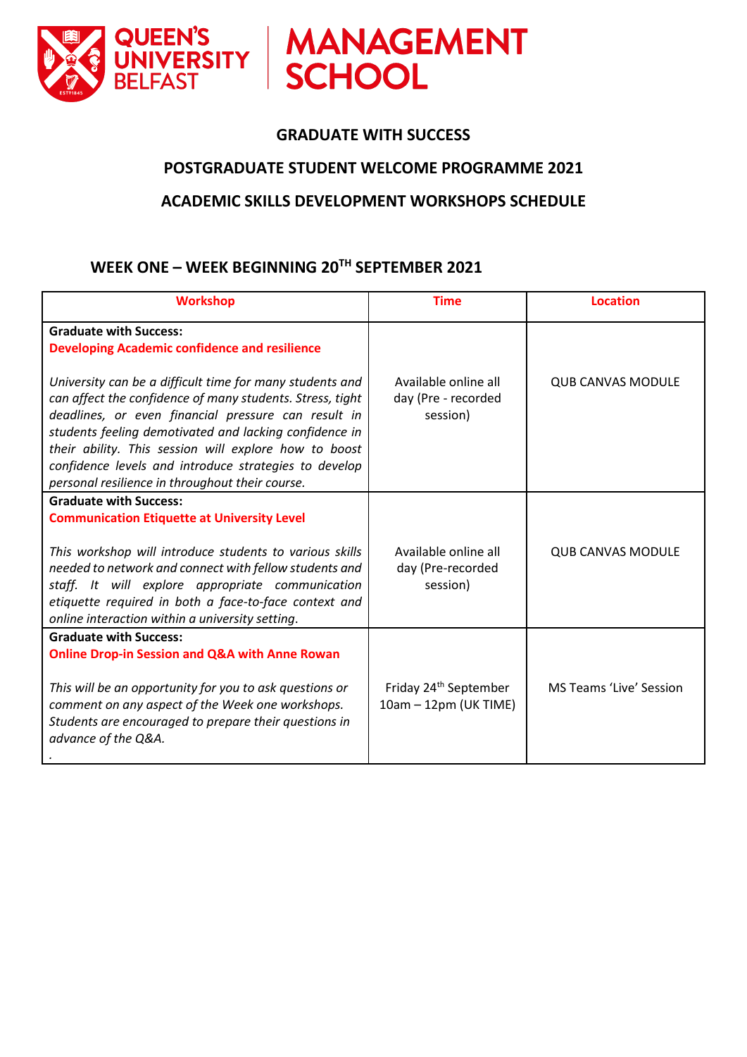QUEEN'S UNIVERSITY BELFAST | MANAGEMENT SCHOOL

## GRADUATE WITH SUCCESS

## POSTGRADUATE STUDENT WELCOME PROGRAMME 2021

## ACADEMIC SKILLS DEVELOPMENT WORKSHOPS SCHEDULE

### WEEK ONE – WEEK BEGINNING 20TH SEPTEMBER 2021

| Workshop | Time | Location |
|---|---|---|
| **Graduate with Success:**<br>**Developing Academic confidence and resilience**<br><br>*University can be a difficult time for many students and can affect the confidence of many students. Stress, tight deadlines, or even financial pressure can result in students feeling demotivated and lacking confidence in their ability. This session will explore how to boost confidence levels and introduce strategies to develop personal resilience in throughout their course.* | Available online all day (Pre - recorded session) | QUB CANVAS MODULE |
| **Graduate with Success:**<br>**Communication Etiquette at University Level**<br><br>*This workshop will introduce students to various skills needed to network and connect with fellow students and staff. It will explore appropriate communication etiquette required in both a face-to-face context and online interaction within a university setting.* | Available online all day (Pre-recorded session) | QUB CANVAS MODULE |
| **Graduate with Success:**<br>**Online Drop-in Session and Q&A with Anne Rowan**<br><br>*This will be an opportunity for you to ask questions or comment on any aspect of the Week one workshops. Students are encouraged to prepare their questions in advance of the Q&A.*<br>. | Friday 24th September 10am – 12pm (UK TIME) | MS Teams 'Live' Session |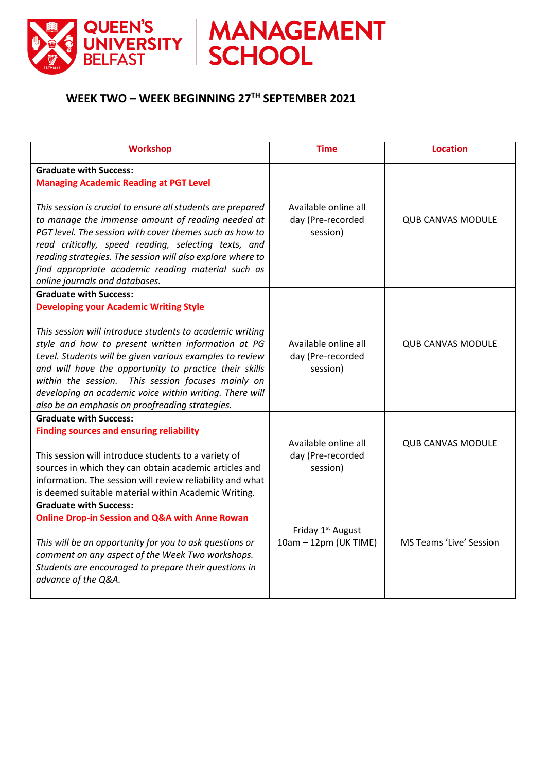QUEEN'S UNIVERSITY BELFAST | MANAGEMENT SCHOOL

## WEEK TWO – WEEK BEGINNING 27TH SEPTEMBER 2021

| Workshop | Time | Location |
| --- | --- | --- |
| **Graduate with Success:** **Managing Academic Reading at PGT Level** *This session is crucial to ensure all students are prepared to manage the immense amount of reading needed at PGT level. The session with cover themes such as how to read critically, speed reading, selecting texts, and reading strategies. The session will also explore where to find appropriate academic reading material such as online journals and databases.* | Available online all day (Pre-recorded session) | QUB CANVAS MODULE |
| **Graduate with Success:** **Developing your Academic Writing Style** *This session will introduce students to academic writing style and how to present written information at PG Level. Students will be given various examples to review and will have the opportunity to practice their skills within the session. This session focuses mainly on developing an academic voice within writing. There will also be an emphasis on proofreading strategies.* | Available online all day (Pre-recorded session) | QUB CANVAS MODULE |
| **Graduate with Success:** **Finding sources and ensuring reliability** This session will introduce students to a variety of sources in which they can obtain academic articles and information. The session will review reliability and what is deemed suitable material within Academic Writing. | Available online all day (Pre-recorded session) | QUB CANVAS MODULE |
| **Graduate with Success:** **Online Drop-in Session and Q&A with Anne Rowan** *This will be an opportunity for you to ask questions or comment on any aspect of the Week Two workshops. Students are encouraged to prepare their questions in advance of the Q&A.* | Friday 1st August 10am – 12pm (UK TIME) | MS Teams 'Live' Session |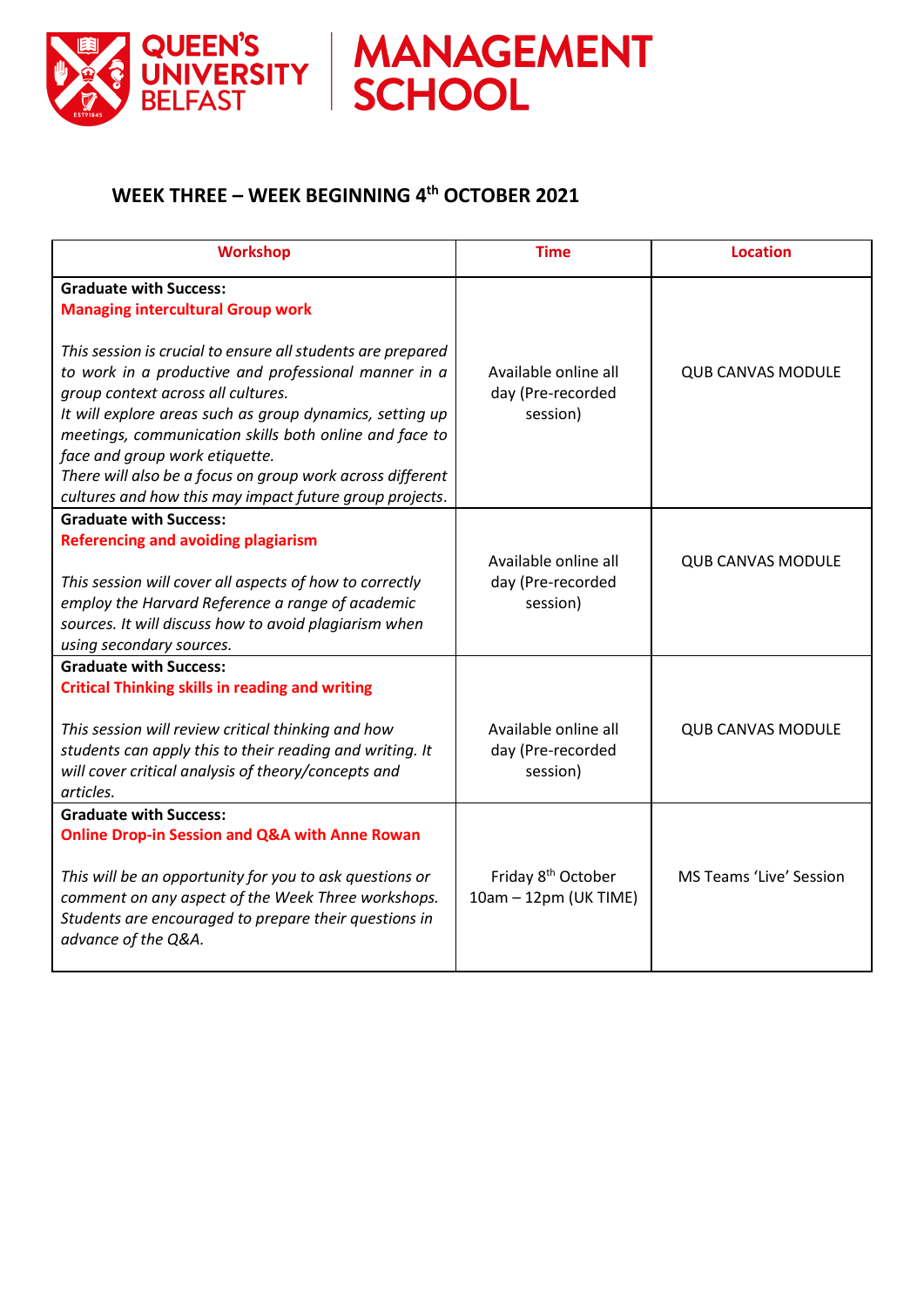## WEEK THREE – WEEK BEGINNING 4th OCTOBER 2021

| Workshop | Time | Location |
|---|---|---|
| **Graduate with Success:** **Managing intercultural Group work** <br><br> *This session is crucial to ensure all students are prepared to work in a productive and professional manner in a group context across all cultures.* *It will explore areas such as group dynamics, setting up meetings, communication skills both online and face to face and group work etiquette.* *There will also be a focus on group work across different cultures and how this may impact future group projects.* | Available online all day (Pre-recorded session) | QUB CANVAS MODULE |
| **Graduate with Success:** **Referencing and avoiding plagiarism** <br><br> *This session will cover all aspects of how to correctly employ the Harvard Reference a range of academic sources. It will discuss how to avoid plagiarism when using secondary sources.* | Available online all day (Pre-recorded session) | QUB CANVAS MODULE |
| **Graduate with Success:** **Critical Thinking skills in reading and writing** <br><br> *This session will review critical thinking and how students can apply this to their reading and writing. It will cover critical analysis of theory/concepts and articles.* | Available online all day (Pre-recorded session) | QUB CANVAS MODULE |
| **Graduate with Success:** **Online Drop-in Session and Q&A with Anne Rowan** <br><br> *This will be an opportunity for you to ask questions or comment on any aspect of the Week Three workshops. Students are encouraged to prepare their questions in advance of the Q&A.* | Friday 8th October 10am – 12pm (UK TIME) | MS Teams 'Live' Session |